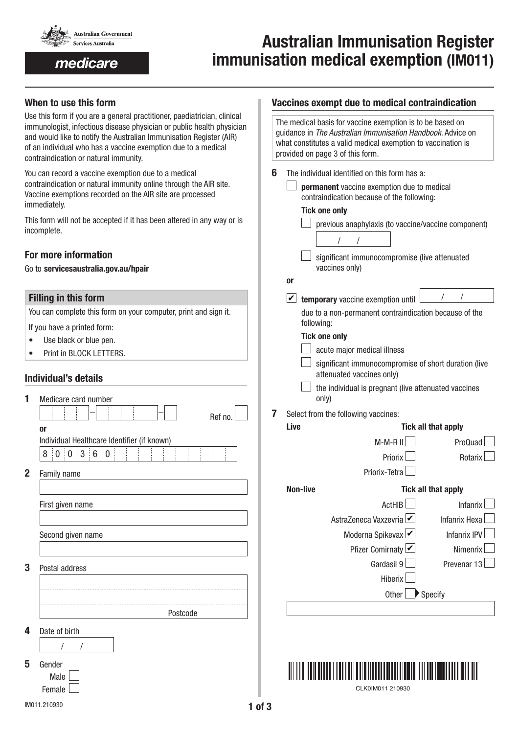Australian Government
Services Australia

medicare

# Australian Immunisation Register immunisation medical exemption (IM011)

## When to use this form

Use this form if you are a general practitioner, paediatrician, clinical immunologist, infectious disease physician or public health physician and would like to notify the Australian Immunisation Register (AIR) of an individual who has a vaccine exemption due to a medical contraindication or natural immunity.

You can record a vaccine exemption due to a medical contraindication or natural immunity online through the AIR site. Vaccine exemptions recorded on the AIR site are processed immediately.

This form will not be accepted if it has been altered in any way or is incomplete.

## For more information

Go to **servicesaustralia.gov.au/hpair**

## Filling in this form

You can complete this form on your computer, print and sign it.

If you have a printed form:

- Use black or blue pen.
- Print in BLOCK LETTERS.

## Individual's details

**1** Medicare card number

_ _ _ _ – _ _ _ _ _ – _  Ref no. _

or

Individual Healthcare Identifier (if known)

8 0 0 3 6 0

**2** Family name

First given name

Second given name

**3** Postal address

Postcode

**4** Date of birth

/ /

**5** Gender

- [ ] Male
- [ ] Female

## Vaccines exempt due to medical contraindication

The medical basis for vaccine exemption is to be based on guidance in *The Australian Immunisation Handbook*. Advice on what constitutes a valid medical exemption to vaccination is provided on page 3 of this form.

**6** The individual identified on this form has a:

- [ ] **permanent** vaccine exemption due to medical contraindication because of the following:

  **Tick one only**

  - [ ] previous anaphylaxis (to vaccine/vaccine component)  / /
  - [ ] significant immunocompromise (live attenuated vaccines only)

or

- [x] **temporary** vaccine exemption until  / /

  due to a non-permanent contraindication because of the following:

  **Tick one only**

  - [ ] acute major medical illness
  - [ ] significant immunocompromise of short duration (live attenuated vaccines only)
  - [ ] the individual is pregnant (live attenuated vaccines only)

**7** Select from the following vaccines:

**Live** — Tick all that apply

- [ ] M-M-R II
- [ ] ProQuad
- [ ] Priorix
- [ ] Rotarix
- [ ] Priorix-Tetra

**Non-live** — Tick all that apply

- [ ] ActHIB
- [ ] Infanrix
- [x] AstraZeneca Vaxzevria
- [ ] Infanrix Hexa
- [x] Moderna Spikevax
- [ ] Infanrix IPV
- [x] Pfizer Comirnaty
- [ ] Nimenrix
- [ ] Gardasil 9
- [ ] Prevenar 13
- [ ] Hiberix
- [ ] Other ▶ Specify

CLK0IM011 210930

IM011.210930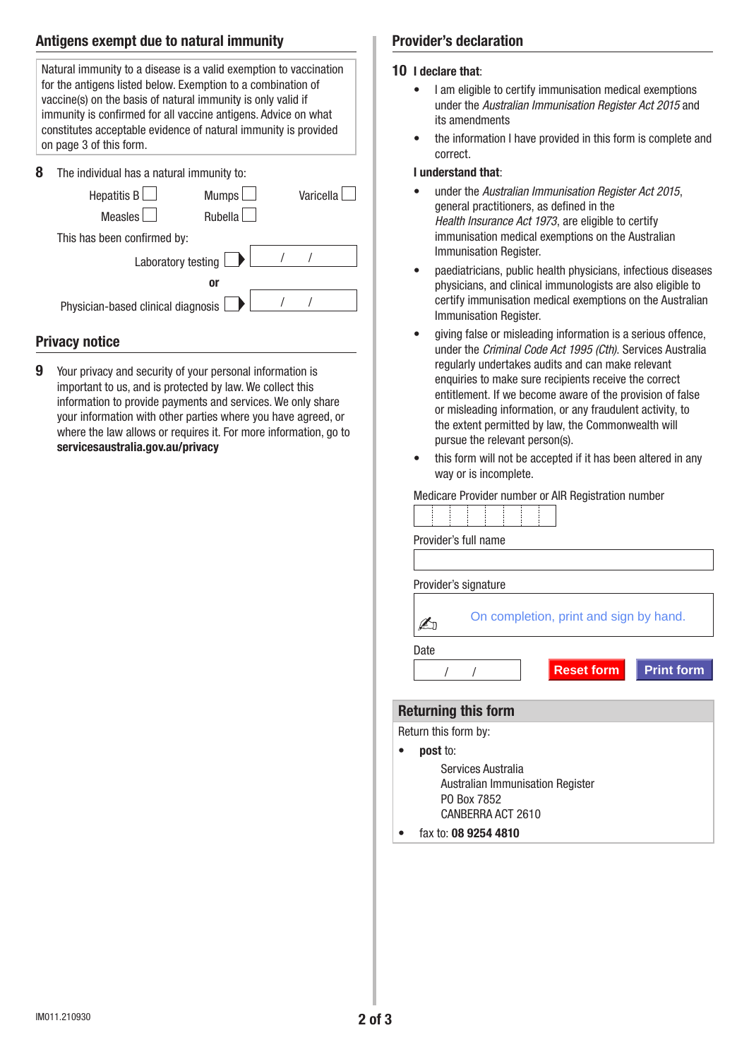## Antigens exempt due to natural immunity

Natural immunity to a disease is a valid exemption to vaccination for the antigens listed below. Exemption to a combination of vaccine(s) on the basis of natural immunity is only valid if immunity is confirmed for all vaccine antigens. Advice on what constitutes acceptable evidence of natural immunity is provided on page 3 of this form.

**8** The individual has a natural immunity to:

Hepatitis B ☐ Mumps ☐ Varicella ☐

Measles ☐ Rubella ☐

This has been confirmed by:

Laboratory testing ☐ ▶ / /

**or**

Physician-based clinical diagnosis ☐ ▶ / /

## Privacy notice

**9** Your privacy and security of your personal information is important to us, and is protected by law. We collect this information to provide payments and services. We only share your information with other parties where you have agreed, or where the law allows or requires it. For more information, go to **servicesaustralia.gov.au/privacy**

## Provider's declaration

**10** **I declare that**:

- I am eligible to certify immunisation medical exemptions under the *Australian Immunisation Register Act 2015* and its amendments
- the information I have provided in this form is complete and correct.

**I understand that**:

- under the *Australian Immunisation Register Act 2015*, general practitioners, as defined in the *Health Insurance Act 1973*, are eligible to certify immunisation medical exemptions on the Australian Immunisation Register.
- paediatricians, public health physicians, infectious diseases physicians, and clinical immunologists are also eligible to certify immunisation medical exemptions on the Australian Immunisation Register.
- giving false or misleading information is a serious offence, under the *Criminal Code Act 1995 (Cth)*. Services Australia regularly undertakes audits and can make relevant enquiries to make sure recipients receive the correct entitlement. If we become aware of the provision of false or misleading information, or any fraudulent activity, to the extent permitted by law, the Commonwealth will pursue the relevant person(s).
- this form will not be accepted if it has been altered in any way or is incomplete.

Medicare Provider number or AIR Registration number

Provider's full name

Provider's signature

On completion, print and sign by hand.

Date / /

## Returning this form

Return this form by:

- **post** to:

  Services Australia
  Australian Immunisation Register
  PO Box 7852
  CANBERRA ACT 2610

- fax to: **08 9254 4810**

IM011.210930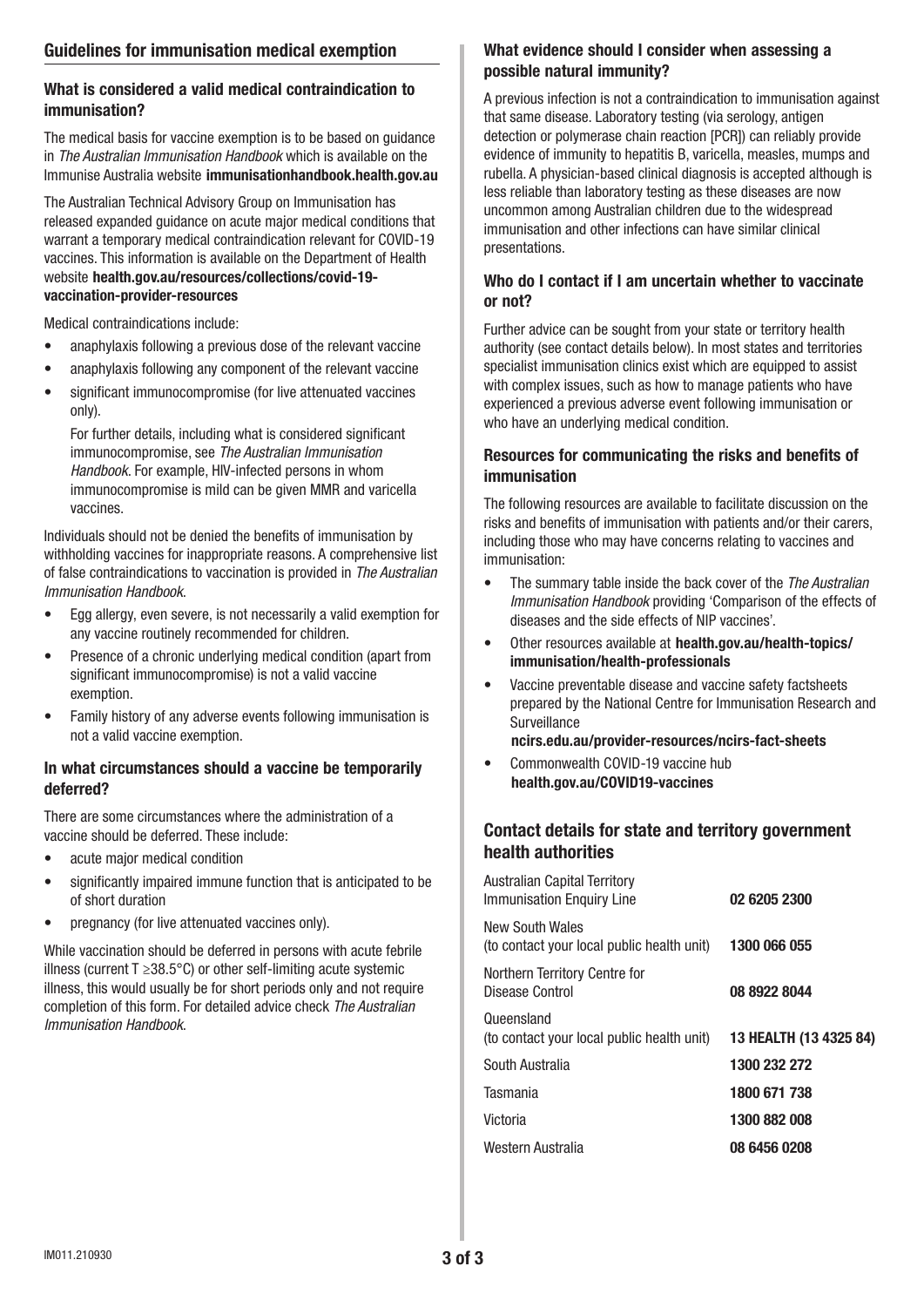## Guidelines for immunisation medical exemption

### What is considered a valid medical contraindication to immunisation?

The medical basis for vaccine exemption is to be based on guidance in *The Australian Immunisation Handbook* which is available on the Immunise Australia website **immunisationhandbook.health.gov.au**

The Australian Technical Advisory Group on Immunisation has released expanded guidance on acute major medical conditions that warrant a temporary medical contraindication relevant for COVID-19 vaccines. This information is available on the Department of Health website **health.gov.au/resources/collections/covid-19-vaccination-provider-resources**

Medical contraindications include:

- anaphylaxis following a previous dose of the relevant vaccine
- anaphylaxis following any component of the relevant vaccine
- significant immunocompromise (for live attenuated vaccines only).

  For further details, including what is considered significant immunocompromise, see *The Australian Immunisation Handbook*. For example, HIV-infected persons in whom immunocompromise is mild can be given MMR and varicella vaccines.

Individuals should not be denied the benefits of immunisation by withholding vaccines for inappropriate reasons. A comprehensive list of false contraindications to vaccination is provided in *The Australian Immunisation Handbook*.

- Egg allergy, even severe, is not necessarily a valid exemption for any vaccine routinely recommended for children.
- Presence of a chronic underlying medical condition (apart from significant immunocompromise) is not a valid vaccine exemption.
- Family history of any adverse events following immunisation is not a valid vaccine exemption.

### In what circumstances should a vaccine be temporarily deferred?

There are some circumstances where the administration of a vaccine should be deferred. These include:

- acute major medical condition
- significantly impaired immune function that is anticipated to be of short duration
- pregnancy (for live attenuated vaccines only).

While vaccination should be deferred in persons with acute febrile illness (current T ≥38.5°C) or other self-limiting acute systemic illness, this would usually be for short periods only and not require completion of this form. For detailed advice check *The Australian Immunisation Handbook*.

### What evidence should I consider when assessing a possible natural immunity?

A previous infection is not a contraindication to immunisation against that same disease. Laboratory testing (via serology, antigen detection or polymerase chain reaction [PCR]) can reliably provide evidence of immunity to hepatitis B, varicella, measles, mumps and rubella. A physician-based clinical diagnosis is accepted although is less reliable than laboratory testing as these diseases are now uncommon among Australian children due to the widespread immunisation and other infections can have similar clinical presentations.

### Who do I contact if I am uncertain whether to vaccinate or not?

Further advice can be sought from your state or territory health authority (see contact details below). In most states and territories specialist immunisation clinics exist which are equipped to assist with complex issues, such as how to manage patients who have experienced a previous adverse event following immunisation or who have an underlying medical condition.

### Resources for communicating the risks and benefits of immunisation

The following resources are available to facilitate discussion on the risks and benefits of immunisation with patients and/or their carers, including those who may have concerns relating to vaccines and immunisation:

- The summary table inside the back cover of the *The Australian Immunisation Handbook* providing 'Comparison of the effects of diseases and the side effects of NIP vaccines'.
- Other resources available at **health.gov.au/health-topics/immunisation/health-professionals**
- Vaccine preventable disease and vaccine safety factsheets prepared by the National Centre for Immunisation Research and Surveillance
  **ncirs.edu.au/provider-resources/ncirs-fact-sheets**
- Commonwealth COVID-19 vaccine hub
  **health.gov.au/COVID19-vaccines**

## Contact details for state and territory government health authorities

| | |
|---|---|
| Australian Capital Territory Immunisation Enquiry Line | **02 6205 2300** |
| New South Wales (to contact your local public health unit) | **1300 066 055** |
| Northern Territory Centre for Disease Control | **08 8922 8044** |
| Queensland (to contact your local public health unit) | **13 HEALTH (13 4325 84)** |
| South Australia | **1300 232 272** |
| Tasmania | **1800 671 738** |
| Victoria | **1300 882 008** |
| Western Australia | **08 6456 0208** |

IM011.210930